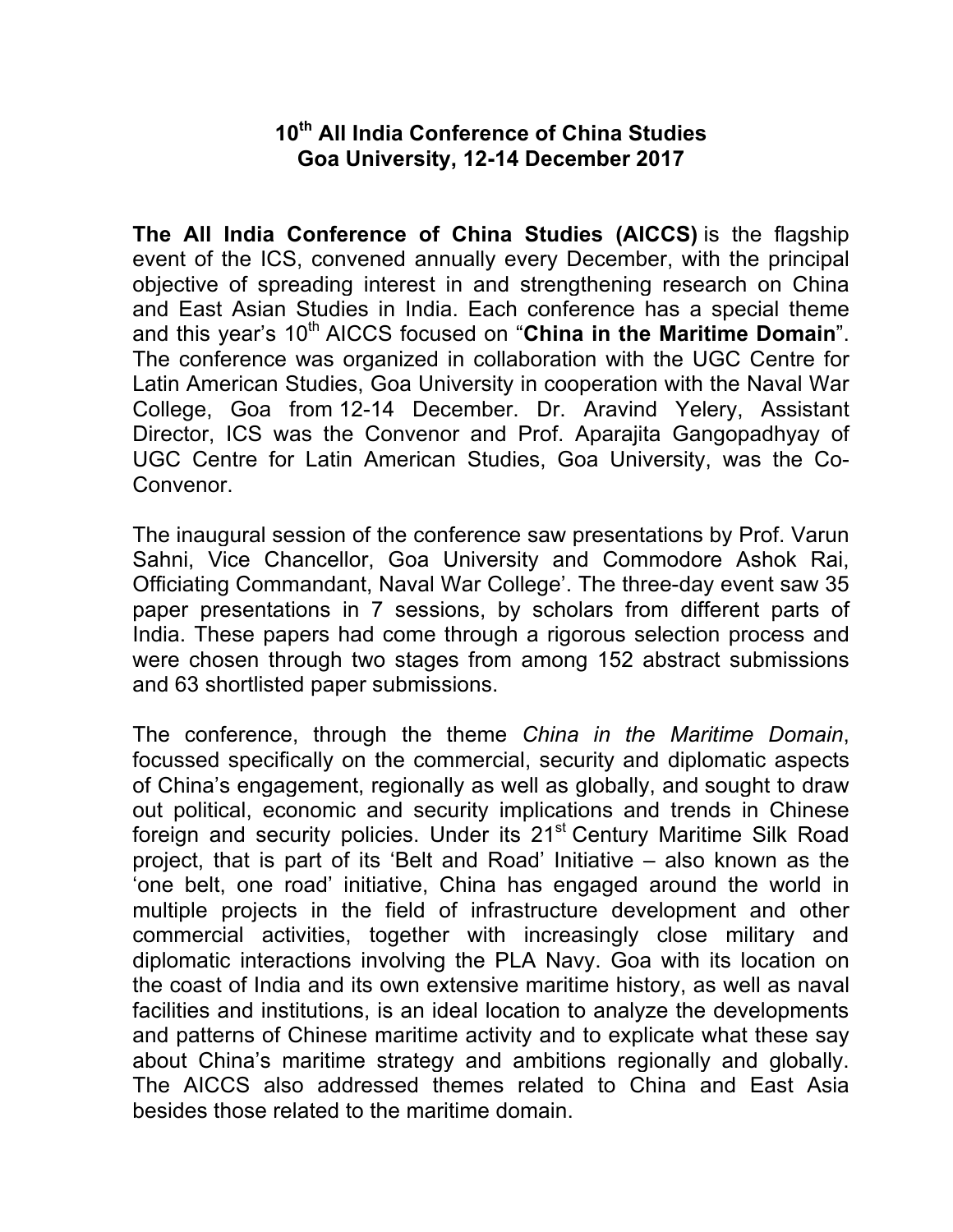# 10th All India Conference of China Studies
## Goa University, 12-14 December 2017

**The All India Conference of China Studies (AICCS)** is the flagship event of the ICS, convened annually every December, with the principal objective of spreading interest in and strengthening research on China and East Asian Studies in India. Each conference has a special theme and this year's 10th AICCS focused on "**China in the Maritime Domain**". The conference was organized in collaboration with the UGC Centre for Latin American Studies, Goa University in cooperation with the Naval War College, Goa from 12-14 December. Dr. Aravind Yelery, Assistant Director, ICS was the Convenor and Prof. Aparajita Gangopadhyay of UGC Centre for Latin American Studies, Goa University, was the Co-Convenor.

The inaugural session of the conference saw presentations by Prof. Varun Sahni, Vice Chancellor, Goa University and Commodore Ashok Rai, Officiating Commandant, Naval War College'. The three-day event saw 35 paper presentations in 7 sessions, by scholars from different parts of India. These papers had come through a rigorous selection process and were chosen through two stages from among 152 abstract submissions and 63 shortlisted paper submissions.

The conference, through the theme *China in the Maritime Domain*, focussed specifically on the commercial, security and diplomatic aspects of China's engagement, regionally as well as globally, and sought to draw out political, economic and security implications and trends in Chinese foreign and security policies. Under its 21st Century Maritime Silk Road project, that is part of its 'Belt and Road' Initiative – also known as the 'one belt, one road' initiative, China has engaged around the world in multiple projects in the field of infrastructure development and other commercial activities, together with increasingly close military and diplomatic interactions involving the PLA Navy. Goa with its location on the coast of India and its own extensive maritime history, as well as naval facilities and institutions, is an ideal location to analyze the developments and patterns of Chinese maritime activity and to explicate what these say about China's maritime strategy and ambitions regionally and globally. The AICCS also addressed themes related to China and East Asia besides those related to the maritime domain.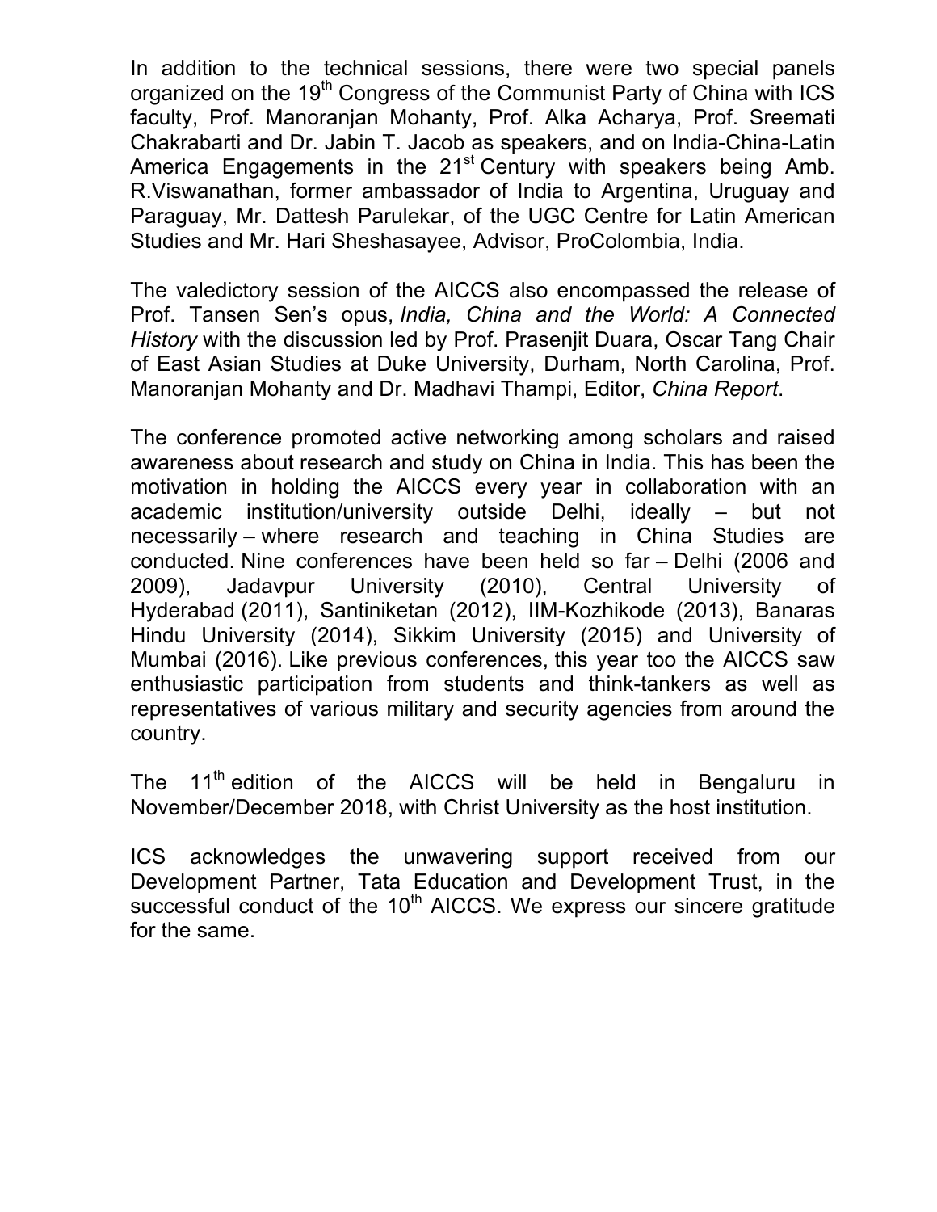In addition to the technical sessions, there were two special panels organized on the 19th Congress of the Communist Party of China with ICS faculty, Prof. Manoranjan Mohanty, Prof. Alka Acharya, Prof. Sreemati Chakrabarti and Dr. Jabin T. Jacob as speakers, and on India-China-Latin America Engagements in the 21st Century with speakers being Amb. R.Viswanathan, former ambassador of India to Argentina, Uruguay and Paraguay, Mr. Dattesh Parulekar, of the UGC Centre for Latin American Studies and Mr. Hari Sheshasayee, Advisor, ProColombia, India.

The valedictory session of the AICCS also encompassed the release of Prof. Tansen Sen's opus, *India, China and the World: A Connected History* with the discussion led by Prof. Prasenjit Duara, Oscar Tang Chair of East Asian Studies at Duke University, Durham, North Carolina, Prof. Manoranjan Mohanty and Dr. Madhavi Thampi, Editor, *China Report*.

The conference promoted active networking among scholars and raised awareness about research and study on China in India. This has been the motivation in holding the AICCS every year in collaboration with an academic institution/university outside Delhi, ideally – but not necessarily – where research and teaching in China Studies are conducted. Nine conferences have been held so far – Delhi (2006 and 2009), Jadavpur University (2010), Central University of Hyderabad (2011), Santiniketan (2012), IIM-Kozhikode (2013), Banaras Hindu University (2014), Sikkim University (2015) and University of Mumbai (2016). Like previous conferences, this year too the AICCS saw enthusiastic participation from students and think-tankers as well as representatives of various military and security agencies from around the country.

The 11th edition of the AICCS will be held in Bengaluru in November/December 2018, with Christ University as the host institution.

ICS acknowledges the unwavering support received from our Development Partner, Tata Education and Development Trust, in the successful conduct of the 10th AICCS. We express our sincere gratitude for the same.